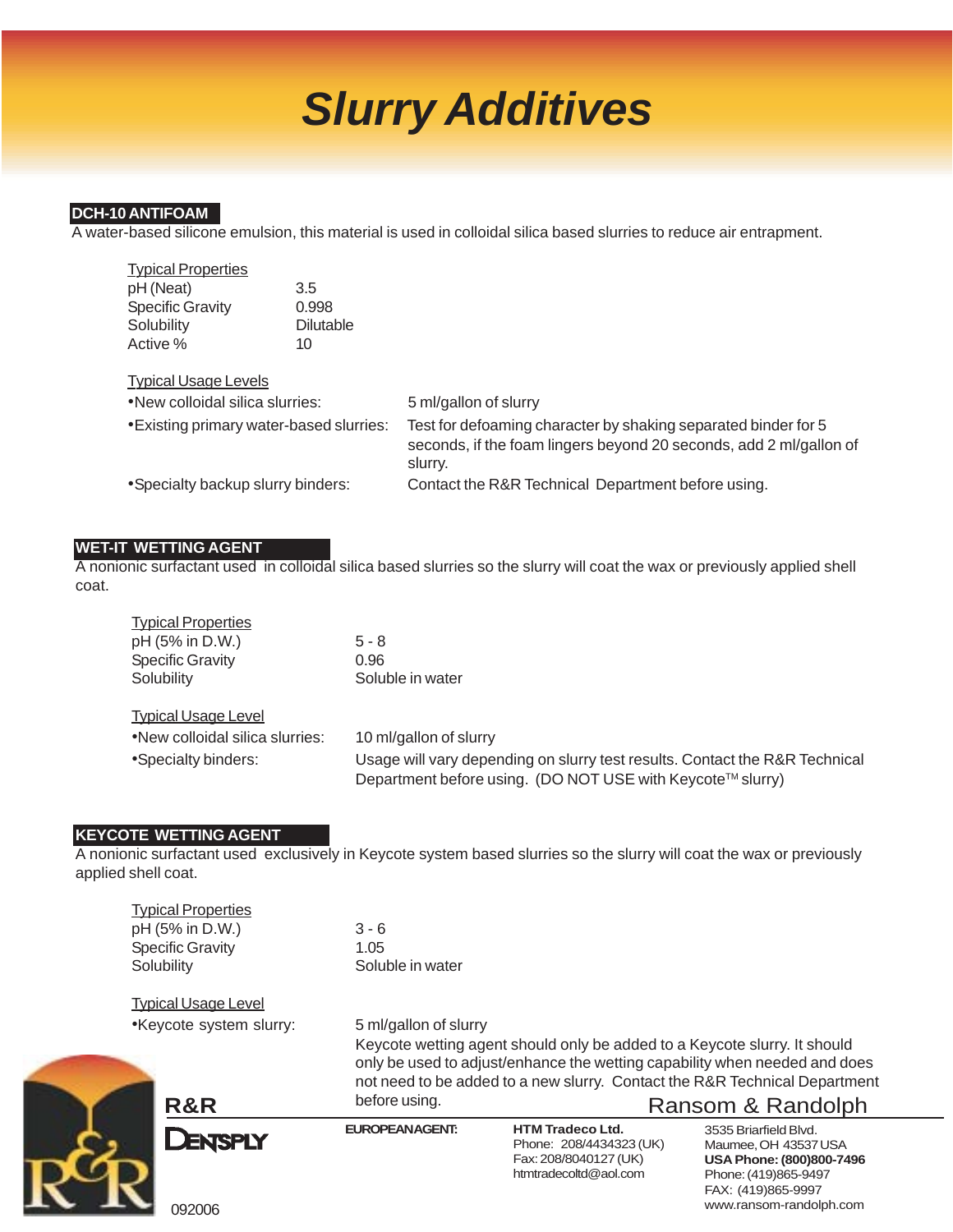# Slurry Additives

## DCH-10 ANTIFOAM

A water-based silicone emulsion, this material is used in colloidal silica based slurries to reduce air entrapment.

| Typical Properties | |
|---|---|
| pH (Neat) | 3.5 |
| Specific Gravity | 0.998 |
| Solubility | Dilutable |
| Active % | 10 |

Typical Usage Levels

| | |
|---|---|
| •New colloidal silica slurries: | 5 ml/gallon of slurry |
| •Existing primary water-based slurries: | Test for defoaming character by shaking separated binder for 5 seconds, if the foam lingers beyond 20 seconds, add 2 ml/gallon of slurry. |
| •Specialty backup slurry binders: | Contact the R&R Technical Department before using. |

## WET-IT WETTING AGENT

A nonionic surfactant used in colloidal silica based slurries so the slurry will coat the wax or previously applied shell coat.

| Typical Properties | |
|---|---|
| pH (5% in D.W.) | 5 - 8 |
| Specific Gravity | 0.96 |
| Solubility | Soluble in water |

Typical Usage Level

| | |
|---|---|
| •New colloidal silica slurries: | 10 ml/gallon of slurry |
| •Specialty binders: | Usage will vary depending on slurry test results. Contact the R&R Technical Department before using. (DO NOT USE with Keycote™ slurry) |

## KEYCOTE WETTING AGENT

A nonionic surfactant used exclusively in Keycote system based slurries so the slurry will coat the wax or previously applied shell coat.

| Typical Properties | |
|---|---|
| pH (5% in D.W.) | 3 - 6 |
| Specific Gravity | 1.05 |
| Solubility | Soluble in water |

Typical Usage Level

| | |
|---|---|
| •Keycote system slurry: | 5 ml/gallon of slurry<br>Keycote wetting agent should only be added to a Keycote slurry. It should only be used to adjust/enhance the wetting capability when needed and does not need to be added to a new slurry. Contact the R&R Technical Department before using. |

R&R
DENTSPLY

092006

Ransom & Randolph

EUROPEAN AGENT:

HTM Tradeco Ltd.
Phone: 208/4434323 (UK)
Fax: 208/8040127 (UK)
htmtradecoltd@aol.com

3535 Briarfield Blvd.
Maumee, OH 43537 USA
**USA Phone: (800)800-7496**
Phone: (419)865-9497
FAX: (419)865-9997
www.ransom-randolph.com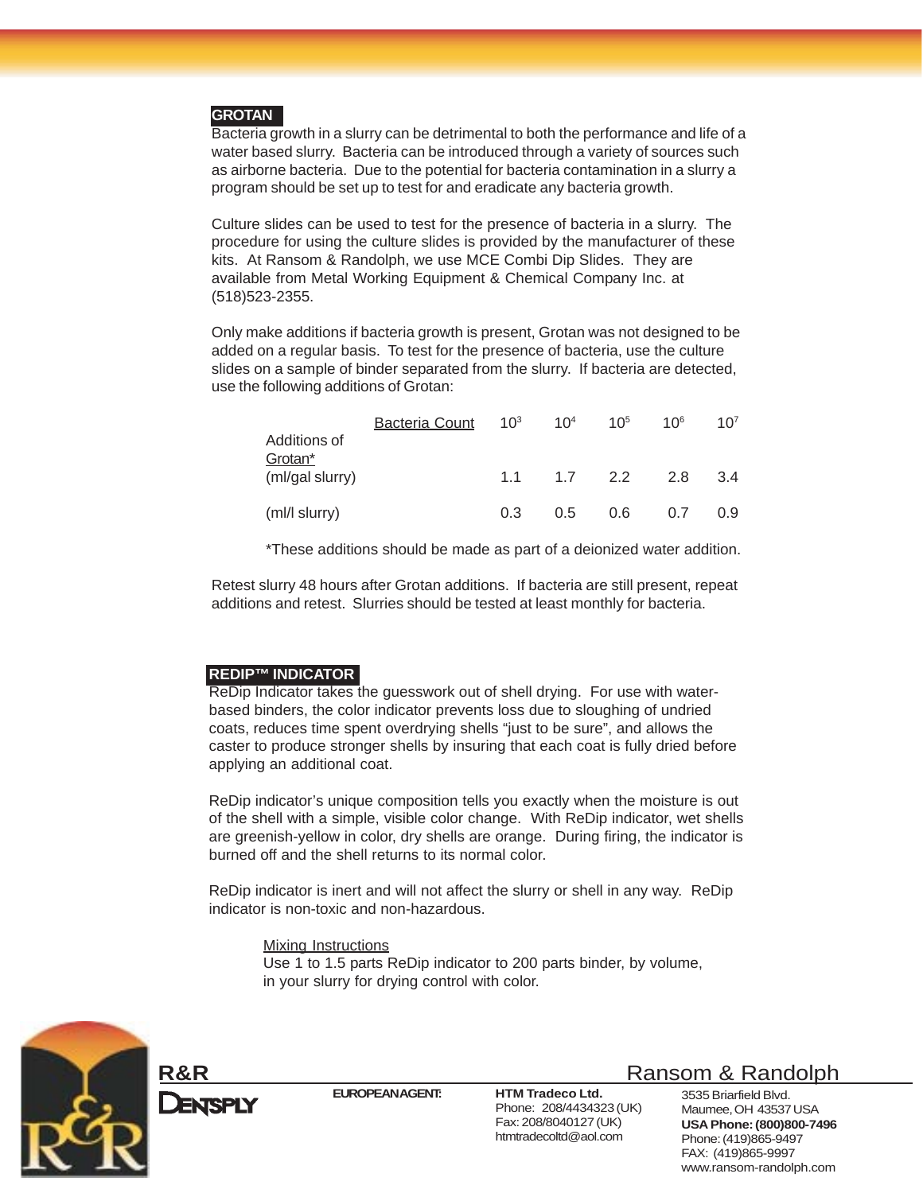## GROTAN

Bacteria growth in a slurry can be detrimental to both the performance and life of a water based slurry. Bacteria can be introduced through a variety of sources such as airborne bacteria. Due to the potential for bacteria contamination in a slurry a program should be set up to test for and eradicate any bacteria growth.

Culture slides can be used to test for the presence of bacteria in a slurry. The procedure for using the culture slides is provided by the manufacturer of these kits. At Ransom & Randolph, we use MCE Combi Dip Slides. They are available from Metal Working Equipment & Chemical Company Inc. at (518)523-2355.

Only make additions if bacteria growth is present, Grotan was not designed to be added on a regular basis. To test for the presence of bacteria, use the culture slides on a sample of binder separated from the slurry. If bacteria are detected, use the following additions of Grotan:

| Additions of Grotan* | Bacteria Count | $10^3$ | $10^4$ | $10^5$ | $10^6$ | $10^7$ |
|---|---|---|---|---|---|---|
| (ml/gal slurry) | | 1.1 | 1.7 | 2.2 | 2.8 | 3.4 |
| (ml/l slurry) | | 0.3 | 0.5 | 0.6 | 0.7 | 0.9 |

*These additions should be made as part of a deionized water addition.

Retest slurry 48 hours after Grotan additions. If bacteria are still present, repeat additions and retest. Slurries should be tested at least monthly for bacteria.

## REDIP™ INDICATOR

ReDip Indicator takes the guesswork out of shell drying. For use with water-based binders, the color indicator prevents loss due to sloughing of undried coats, reduces time spent overdrying shells "just to be sure", and allows the caster to produce stronger shells by insuring that each coat is fully dried before applying an additional coat.

ReDip indicator's unique composition tells you exactly when the moisture is out of the shell with a simple, visible color change. With ReDip indicator, wet shells are greenish-yellow in color, dry shells are orange. During firing, the indicator is burned off and the shell returns to its normal color.

ReDip indicator is inert and will not affect the slurry or shell in any way. ReDip indicator is non-toxic and non-hazardous.

Mixing Instructions

Use 1 to 1.5 parts ReDip indicator to 200 parts binder, by volume, in your slurry for drying control with color.

R&R
DENTSPLY

EUROPEAN AGENT:

**HTM Tradeco Ltd.**
Phone: 208/4434323 (UK)
Fax: 208/8040127 (UK)
htmtradecoltd@aol.com

Ransom & Randolph
3535 Briarfield Blvd.
Maumee, OH 43537 USA
**USA Phone: (800)800-7496**
Phone: (419)865-9497
FAX: (419)865-9997
www.ransom-randolph.com